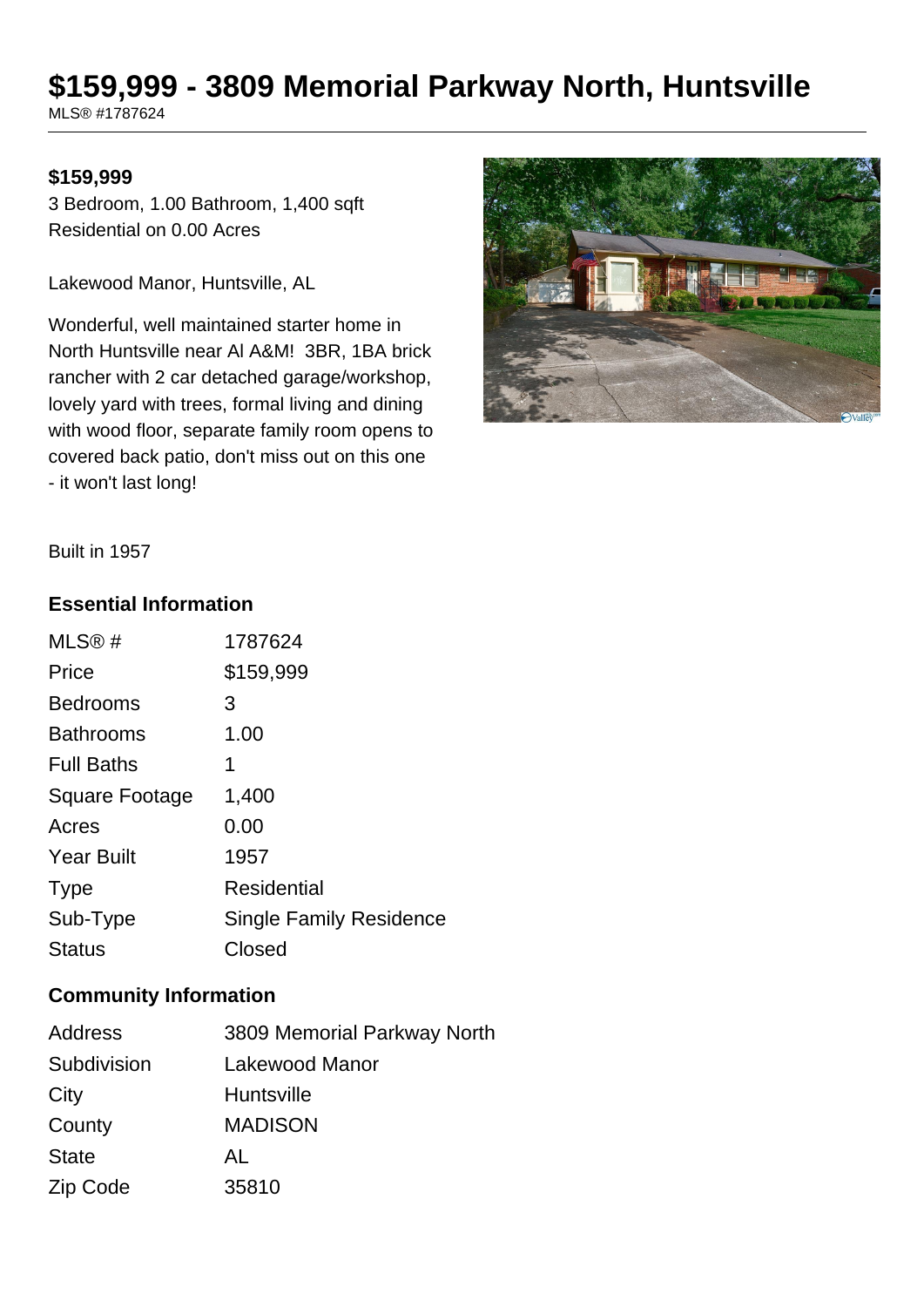# $159,999 - 3809 Memorial Parkway North, Huntsville

MLS® #1787624

**$159,999**

3 Bedroom, 1.00 Bathroom, 1,400 sqft
Residential on 0.00 Acres

Lakewood Manor, Huntsville, AL

Wonderful, well maintained starter home in North Huntsville near Al A&M! 3BR, 1BA brick rancher with 2 car detached garage/workshop, lovely yard with trees, formal living and dining with wood floor, separate family room opens to covered back patio, don't miss out on this one - it won't last long!

Built in 1957

## Essential Information

| | |
|---|---|
| MLS® # | 1787624 |
| Price | $159,999 |
| Bedrooms | 3 |
| Bathrooms | 1.00 |
| Full Baths | 1 |
| Square Footage | 1,400 |
| Acres | 0.00 |
| Year Built | 1957 |
| Type | Residential |
| Sub-Type | Single Family Residence |
| Status | Closed |

## Community Information

| | |
|---|---|
| Address | 3809 Memorial Parkway North |
| Subdivision | Lakewood Manor |
| City | Huntsville |
| County | MADISON |
| State | AL |
| Zip Code | 35810 |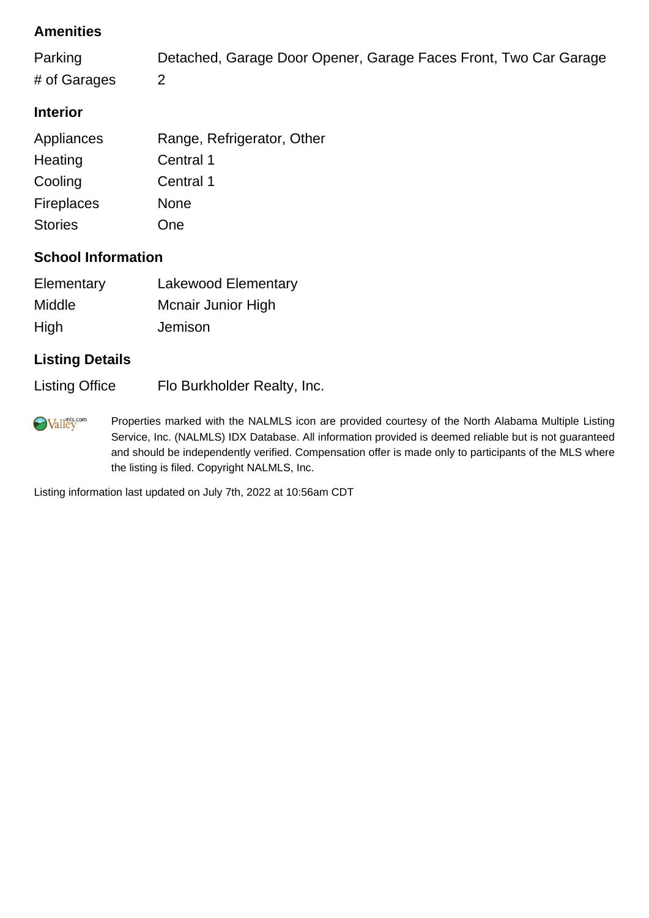### Amenities

| | |
|---|---|
| Parking | Detached, Garage Door Opener, Garage Faces Front, Two Car Garage |
| # of Garages | 2 |

### Interior

| | |
|---|---|
| Appliances | Range, Refrigerator, Other |
| Heating | Central 1 |
| Cooling | Central 1 |
| Fireplaces | None |
| Stories | One |

### School Information

| | |
|---|---|
| Elementary | Lakewood Elementary |
| Middle | Mcnair Junior High |
| High | Jemison |

### Listing Details

| | |
|---|---|
| Listing Office | Flo Burkholder Realty, Inc. |

Valleymls.com

Properties marked with the NALMLS icon are provided courtesy of the North Alabama Multiple Listing Service, Inc. (NALMLS) IDX Database. All information provided is deemed reliable but is not guaranteed and should be independently verified. Compensation offer is made only to participants of the MLS where the listing is filed. Copyright NALMLS, Inc.

Listing information last updated on July 7th, 2022 at 10:56am CDT